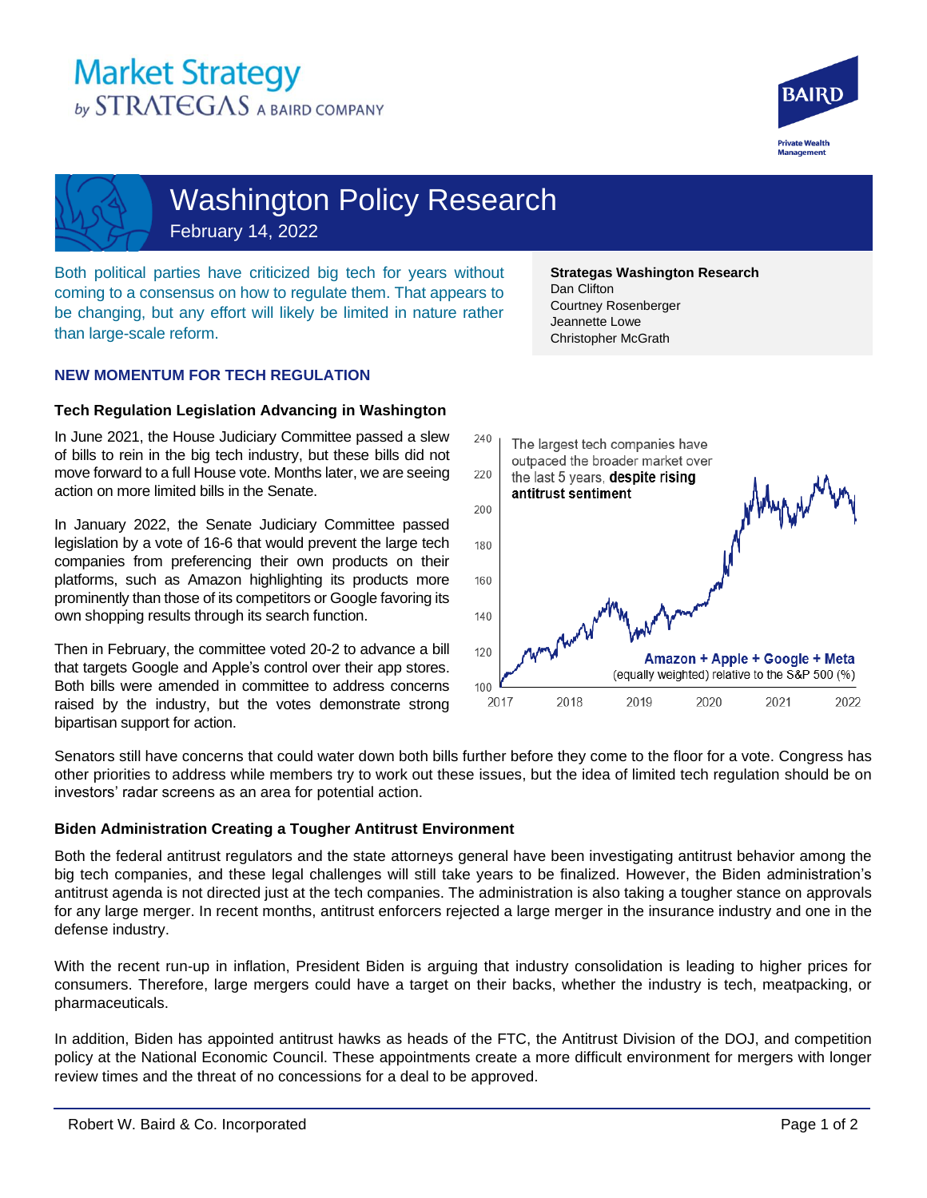# Market Strategy by STRATEGAS A BAIRD COMPANY

# Washington Policy Research

February 14, 2022

Both political parties have criticized big tech for years without coming to a consensus on how to regulate them. That appears to be changing, but any effort will likely be limited in nature rather than large-scale reform.

**Strategas Washington Research**
Dan Clifton
Courtney Rosenberger
Jeannette Lowe
Christopher McGrath

## NEW MOMENTUM FOR TECH REGULATION

### Tech Regulation Legislation Advancing in Washington

In June 2021, the House Judiciary Committee passed a slew of bills to rein in the big tech industry, but these bills did not move forward to a full House vote. Months later, we are seeing action on more limited bills in the Senate.

In January 2022, the Senate Judiciary Committee passed legislation by a vote of 16-6 that would prevent the large tech companies from preferencing their own products on their platforms, such as Amazon highlighting its products more prominently than those of its competitors or Google favoring its own shopping results through its search function.

Then in February, the committee voted 20-2 to advance a bill that targets Google and Apple's control over their app stores. Both bills were amended in committee to address concerns raised by the industry, but the votes demonstrate strong bipartisan support for action.

The largest tech companies have outpaced the broader market over the last 5 years, **despite rising antitrust sentiment**

**Amazon + Apple + Google + Meta** (equally weighted) relative to the S&P 500 (%)

Senators still have concerns that could water down both bills further before they come to the floor for a vote. Congress has other priorities to address while members try to work out these issues, but the idea of limited tech regulation should be on investors' radar screens as an area for potential action.

### Biden Administration Creating a Tougher Antitrust Environment

Both the federal antitrust regulators and the state attorneys general have been investigating antitrust behavior among the big tech companies, and these legal challenges will still take years to be finalized. However, the Biden administration's antitrust agenda is not directed just at the tech companies. The administration is also taking a tougher stance on approvals for any large merger. In recent months, antitrust enforcers rejected a large merger in the insurance industry and one in the defense industry.

With the recent run-up in inflation, President Biden is arguing that industry consolidation is leading to higher prices for consumers. Therefore, large mergers could have a target on their backs, whether the industry is tech, meatpacking, or pharmaceuticals.

In addition, Biden has appointed antitrust hawks as heads of the FTC, the Antitrust Division of the DOJ, and competition policy at the National Economic Council. These appointments create a more difficult environment for mergers with longer review times and the threat of no concessions for a deal to be approved.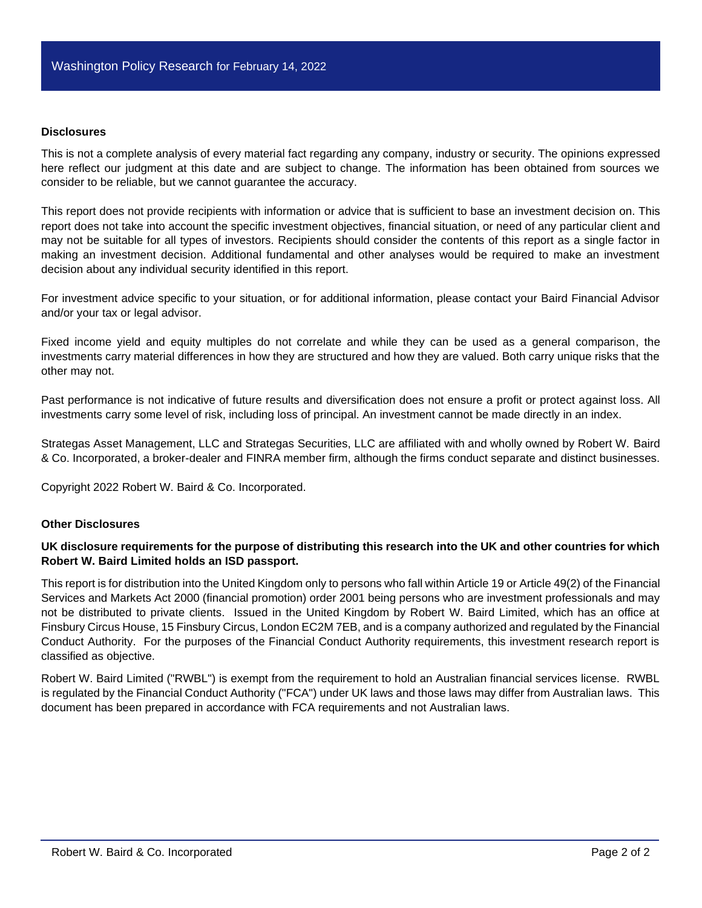## Disclosures

This is not a complete analysis of every material fact regarding any company, industry or security. The opinions expressed here reflect our judgment at this date and are subject to change. The information has been obtained from sources we consider to be reliable, but we cannot guarantee the accuracy.

This report does not provide recipients with information or advice that is sufficient to base an investment decision on. This report does not take into account the specific investment objectives, financial situation, or need of any particular client and may not be suitable for all types of investors. Recipients should consider the contents of this report as a single factor in making an investment decision. Additional fundamental and other analyses would be required to make an investment decision about any individual security identified in this report.

For investment advice specific to your situation, or for additional information, please contact your Baird Financial Advisor and/or your tax or legal advisor.

Fixed income yield and equity multiples do not correlate and while they can be used as a general comparison, the investments carry material differences in how they are structured and how they are valued. Both carry unique risks that the other may not.

Past performance is not indicative of future results and diversification does not ensure a profit or protect against loss. All investments carry some level of risk, including loss of principal. An investment cannot be made directly in an index.

Strategas Asset Management, LLC and Strategas Securities, LLC are affiliated with and wholly owned by Robert W. Baird & Co. Incorporated, a broker-dealer and FINRA member firm, although the firms conduct separate and distinct businesses.

Copyright 2022 Robert W. Baird & Co. Incorporated.

## Other Disclosures

**UK disclosure requirements for the purpose of distributing this research into the UK and other countries for which Robert W. Baird Limited holds an ISD passport.**

This report is for distribution into the United Kingdom only to persons who fall within Article 19 or Article 49(2) of the Financial Services and Markets Act 2000 (financial promotion) order 2001 being persons who are investment professionals and may not be distributed to private clients. Issued in the United Kingdom by Robert W. Baird Limited, which has an office at Finsbury Circus House, 15 Finsbury Circus, London EC2M 7EB, and is a company authorized and regulated by the Financial Conduct Authority. For the purposes of the Financial Conduct Authority requirements, this investment research report is classified as objective.

Robert W. Baird Limited ("RWBL") is exempt from the requirement to hold an Australian financial services license. RWBL is regulated by the Financial Conduct Authority ("FCA") under UK laws and those laws may differ from Australian laws. This document has been prepared in accordance with FCA requirements and not Australian laws.